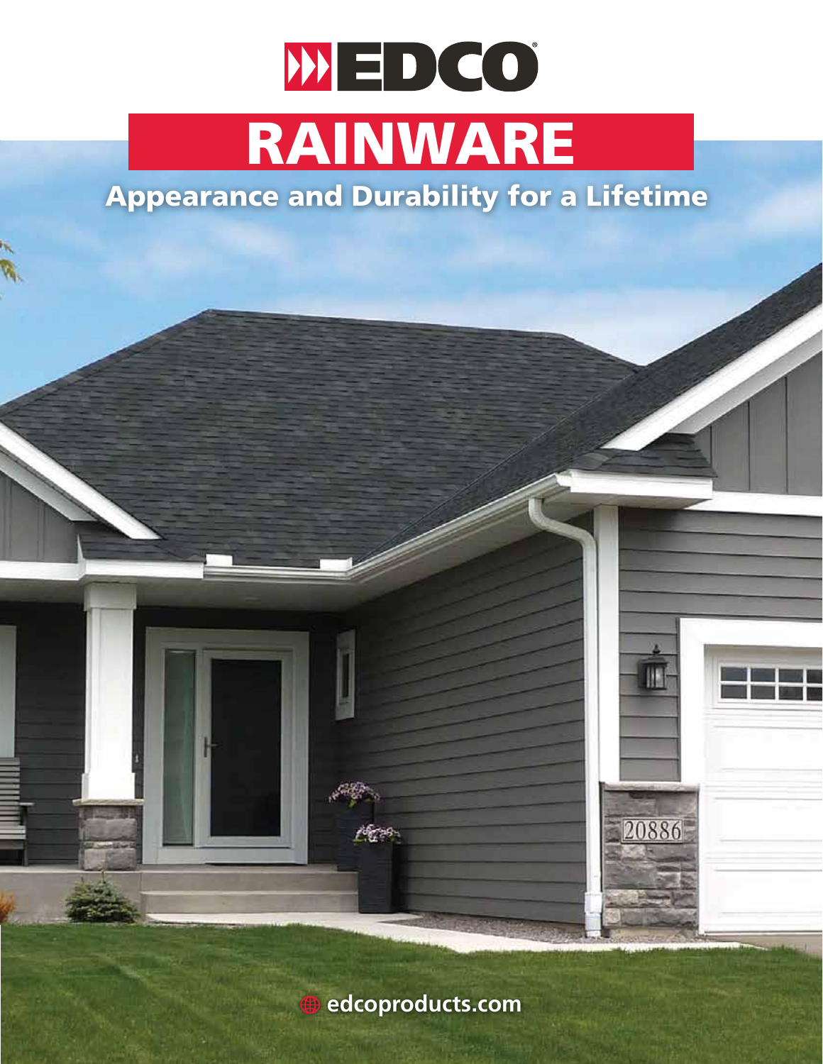# EDCO

# RAINWARE

## Appearance and Durability for a Lifetime

edcoproducts.com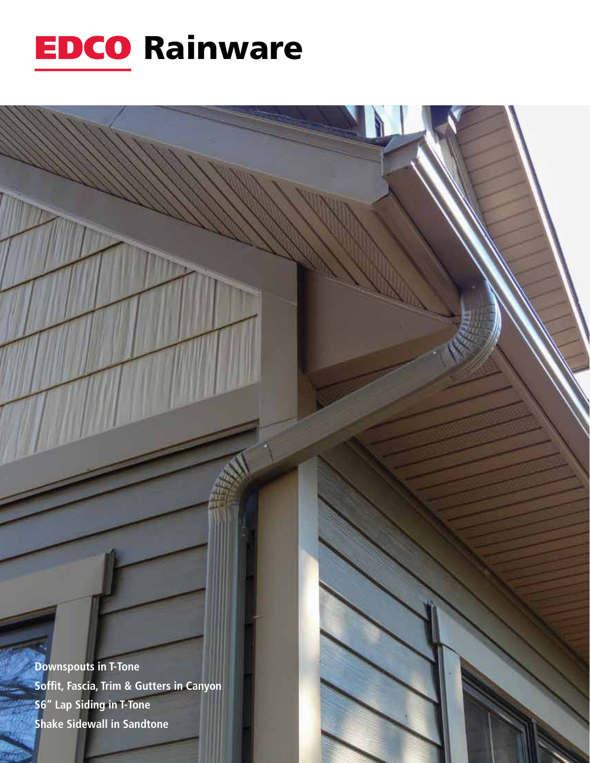# EDCO Rainware

Downspouts in T-Tone
Soffit, Fascia, Trim & Gutters in Canyon
S6" Lap Siding in T-Tone
Shake Sidewall in Sandtone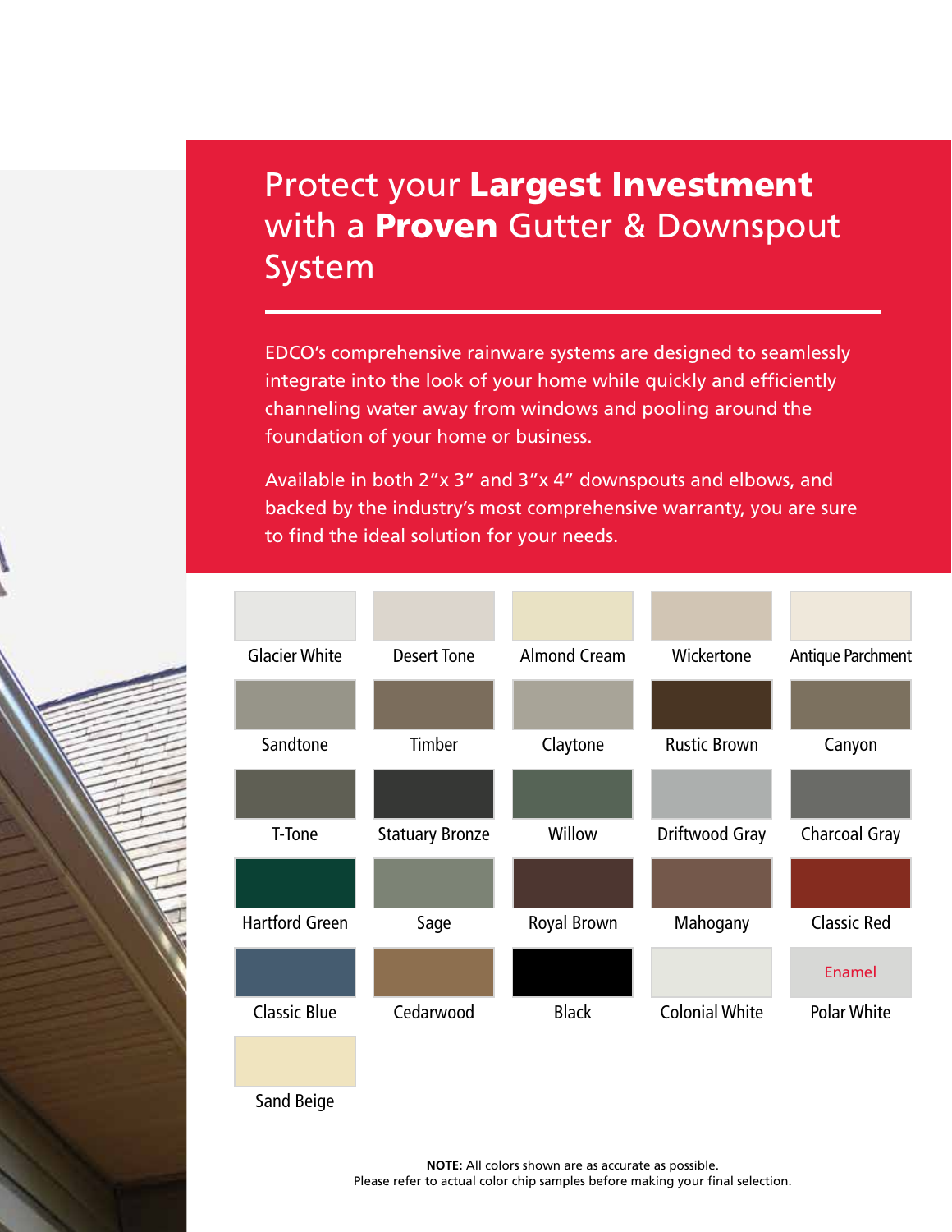# Protect your **Largest Investment** with a **Proven** Gutter & Downspout System

EDCO's comprehensive rainware systems are designed to seamlessly integrate into the look of your home while quickly and efficiently channeling water away from windows and pooling around the foundation of your home or business.

Available in both 2"x 3" and 3"x 4" downspouts and elbows, and backed by the industry's most comprehensive warranty, you are sure to find the ideal solution for your needs.

| | | | | |
|---|---|---|---|---|
| Glacier White | Desert Tone | Almond Cream | Wickertone | Antique Parchment |
| Sandtone | Timber | Claytone | Rustic Brown | Canyon |
| T-Tone | Statuary Bronze | Willow | Driftwood Gray | Charcoal Gray |
| Hartford Green | Sage | Royal Brown | Mahogany | Classic Red |
| Classic Blue | Cedarwood | Black | Colonial White | Enamel Polar White |
| Sand Beige | | | | |

**NOTE:** All colors shown are as accurate as possible.
Please refer to actual color chip samples before making your final selection.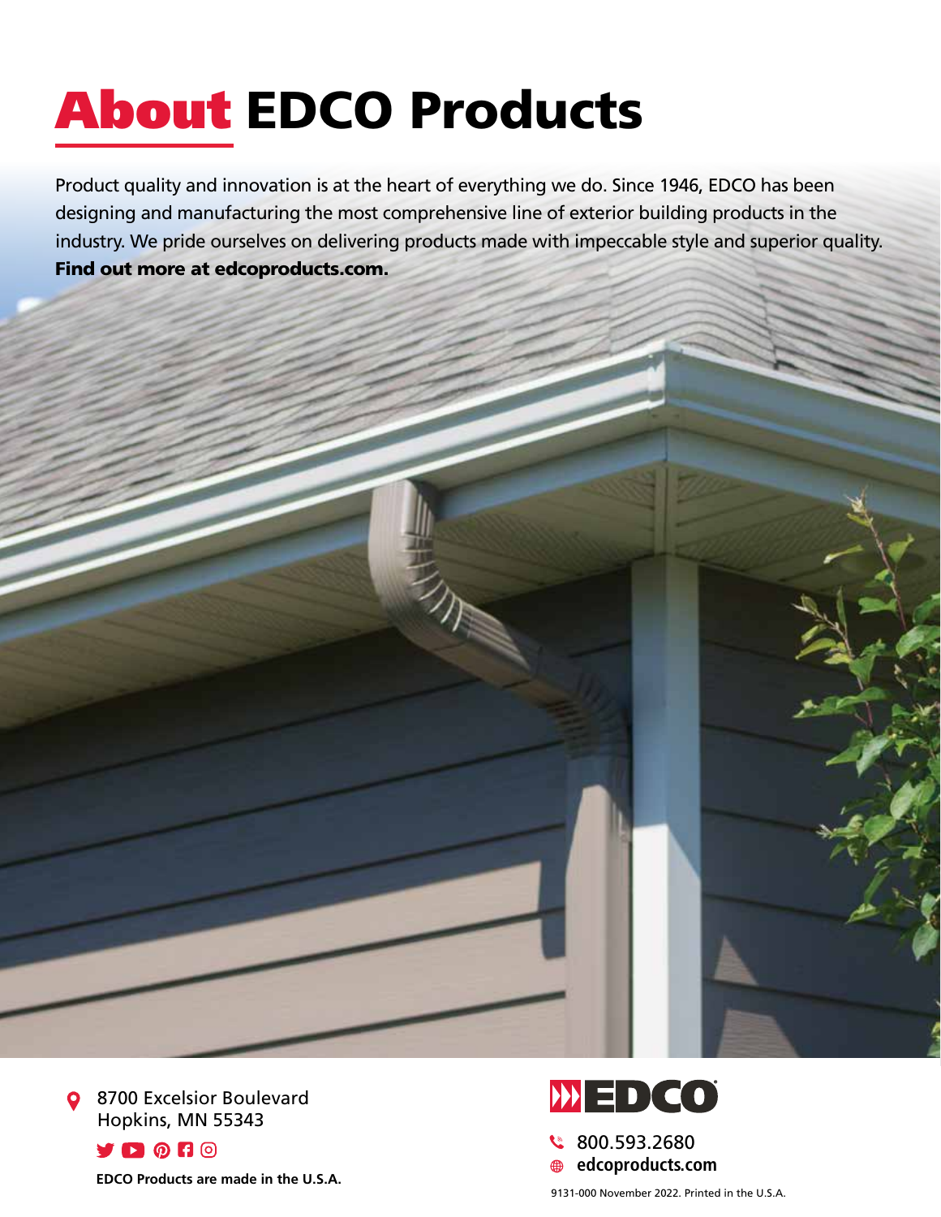# About EDCO Products

Product quality and innovation is at the heart of everything we do. Since 1946, EDCO has been designing and manufacturing the most comprehensive line of exterior building products in the industry. We pride ourselves on delivering products made with impeccable style and superior quality. **Find out more at edcoproducts.com.**

8700 Excelsior Boulevard
Hopkins, MN 55343

**EDCO Products are made in the U.S.A.**

EDCO

800.593.2680

**edcoproducts.com**

9131-000 November 2022. Printed in the U.S.A.